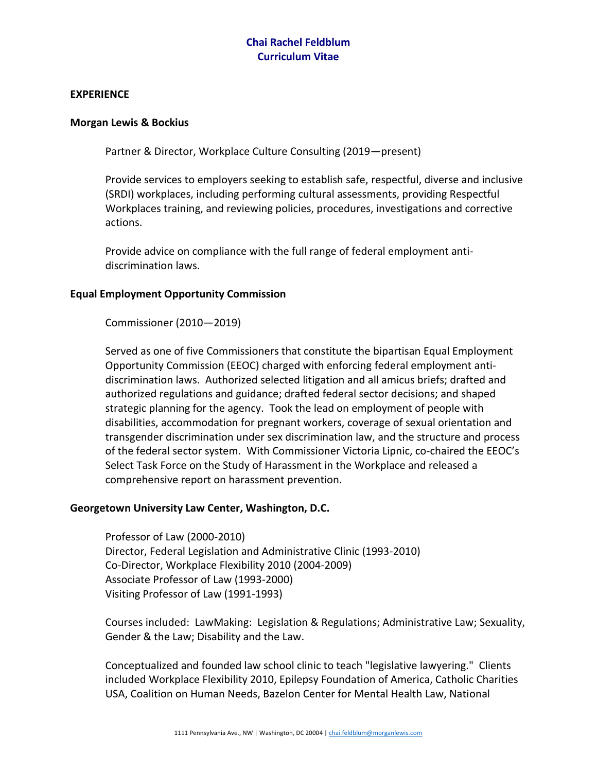# Chai Rachel Feldblum
## Curriculum Vitae

## EXPERIENCE

### Morgan Lewis & Bockius

Partner & Director, Workplace Culture Consulting (2019—present)

Provide services to employers seeking to establish safe, respectful, diverse and inclusive (SRDI) workplaces, including performing cultural assessments, providing Respectful Workplaces training, and reviewing policies, procedures, investigations and corrective actions.

Provide advice on compliance with the full range of federal employment anti-discrimination laws.

### Equal Employment Opportunity Commission

Commissioner (2010—2019)

Served as one of five Commissioners that constitute the bipartisan Equal Employment Opportunity Commission (EEOC) charged with enforcing federal employment anti-discrimination laws. Authorized selected litigation and all amicus briefs; drafted and authorized regulations and guidance; drafted federal sector decisions; and shaped strategic planning for the agency. Took the lead on employment of people with disabilities, accommodation for pregnant workers, coverage of sexual orientation and transgender discrimination under sex discrimination law, and the structure and process of the federal sector system. With Commissioner Victoria Lipnic, co-chaired the EEOC's Select Task Force on the Study of Harassment in the Workplace and released a comprehensive report on harassment prevention.

### Georgetown University Law Center, Washington, D.C.

Professor of Law (2000-2010)
Director, Federal Legislation and Administrative Clinic (1993-2010)
Co-Director, Workplace Flexibility 2010 (2004-2009)
Associate Professor of Law (1993-2000)
Visiting Professor of Law (1991-1993)

Courses included: LawMaking: Legislation & Regulations; Administrative Law; Sexuality, Gender & the Law; Disability and the Law.

Conceptualized and founded law school clinic to teach "legislative lawyering." Clients included Workplace Flexibility 2010, Epilepsy Foundation of America, Catholic Charities USA, Coalition on Human Needs, Bazelon Center for Mental Health Law, National

1111 Pennsylvania Ave., NW | Washington, DC 20004 | chai.feldblum@morganlewis.com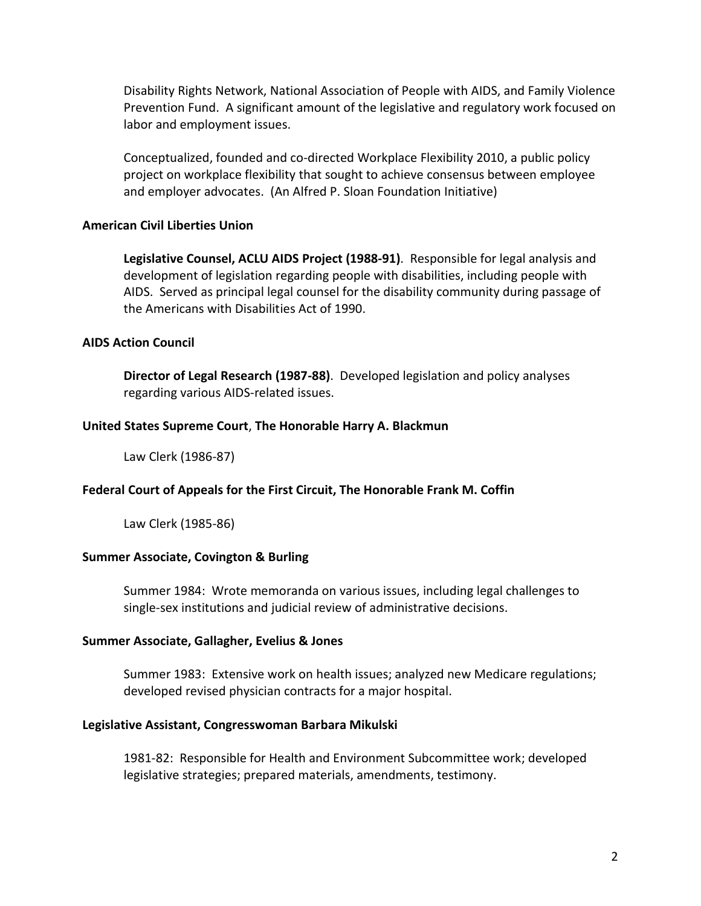Disability Rights Network, National Association of People with AIDS, and Family Violence Prevention Fund. A significant amount of the legislative and regulatory work focused on labor and employment issues.

Conceptualized, founded and co-directed Workplace Flexibility 2010, a public policy project on workplace flexibility that sought to achieve consensus between employee and employer advocates. (An Alfred P. Sloan Foundation Initiative)

**American Civil Liberties Union**

**Legislative Counsel, ACLU AIDS Project (1988-91)**. Responsible for legal analysis and development of legislation regarding people with disabilities, including people with AIDS. Served as principal legal counsel for the disability community during passage of the Americans with Disabilities Act of 1990.

**AIDS Action Council**

**Director of Legal Research (1987-88)**. Developed legislation and policy analyses regarding various AIDS-related issues.

**United States Supreme Court**, **The Honorable Harry A. Blackmun**

Law Clerk (1986-87)

**Federal Court of Appeals for the First Circuit, The Honorable Frank M. Coffin**

Law Clerk (1985-86)

**Summer Associate, Covington & Burling**

Summer 1984: Wrote memoranda on various issues, including legal challenges to single-sex institutions and judicial review of administrative decisions.

**Summer Associate, Gallagher, Evelius & Jones**

Summer 1983: Extensive work on health issues; analyzed new Medicare regulations; developed revised physician contracts for a major hospital.

**Legislative Assistant, Congresswoman Barbara Mikulski**

1981-82: Responsible for Health and Environment Subcommittee work; developed legislative strategies; prepared materials, amendments, testimony.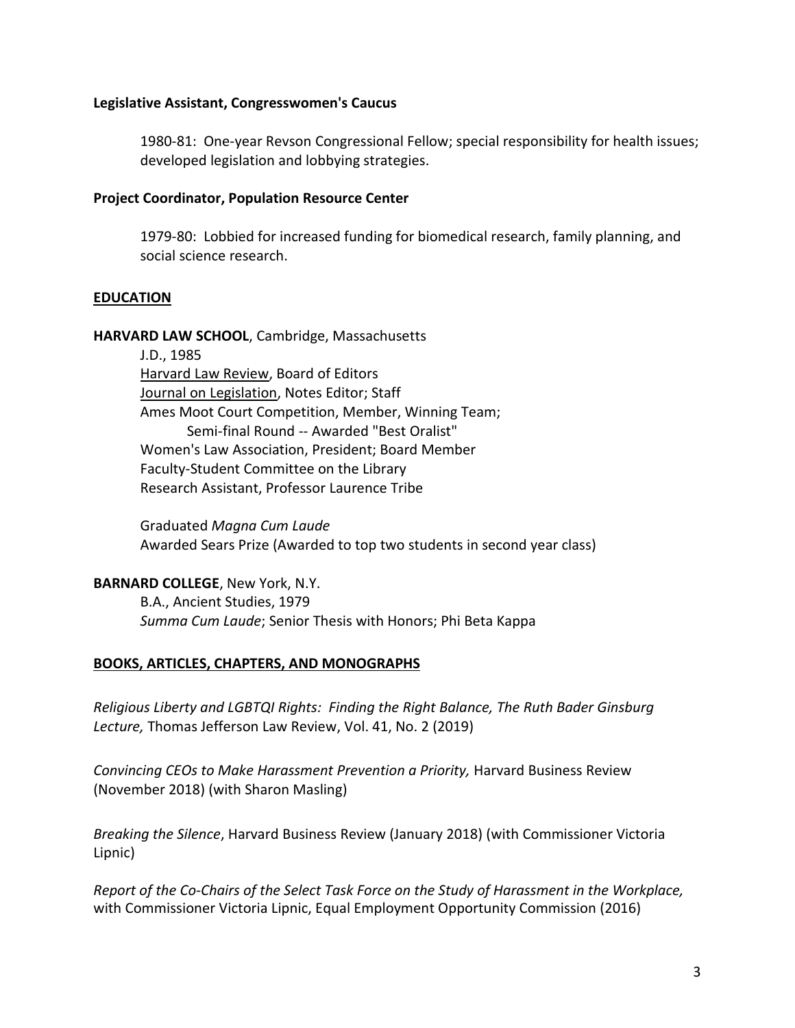**Legislative Assistant, Congresswomen's Caucus**

1980-81: One-year Revson Congressional Fellow; special responsibility for health issues; developed legislation and lobbying strategies.

**Project Coordinator, Population Resource Center**

1979-80: Lobbied for increased funding for biomedical research, family planning, and social science research.

## EDUCATION

**HARVARD LAW SCHOOL**, Cambridge, Massachusetts

J.D., 1985
Harvard Law Review, Board of Editors
Journal on Legislation, Notes Editor; Staff
Ames Moot Court Competition, Member, Winning Team;
  Semi-final Round -- Awarded "Best Oralist"
Women's Law Association, President; Board Member
Faculty-Student Committee on the Library
Research Assistant, Professor Laurence Tribe

Graduated *Magna Cum Laude*
Awarded Sears Prize (Awarded to top two students in second year class)

**BARNARD COLLEGE**, New York, N.Y.

B.A., Ancient Studies, 1979
*Summa Cum Laude*; Senior Thesis with Honors; Phi Beta Kappa

## BOOKS, ARTICLES, CHAPTERS, AND MONOGRAPHS

*Religious Liberty and LGBTQI Rights: Finding the Right Balance, The Ruth Bader Ginsburg Lecture,* Thomas Jefferson Law Review, Vol. 41, No. 2 (2019)

*Convincing CEOs to Make Harassment Prevention a Priority,* Harvard Business Review (November 2018) (with Sharon Masling)

*Breaking the Silence*, Harvard Business Review (January 2018) (with Commissioner Victoria Lipnic)

*Report of the Co-Chairs of the Select Task Force on the Study of Harassment in the Workplace,* with Commissioner Victoria Lipnic, Equal Employment Opportunity Commission (2016)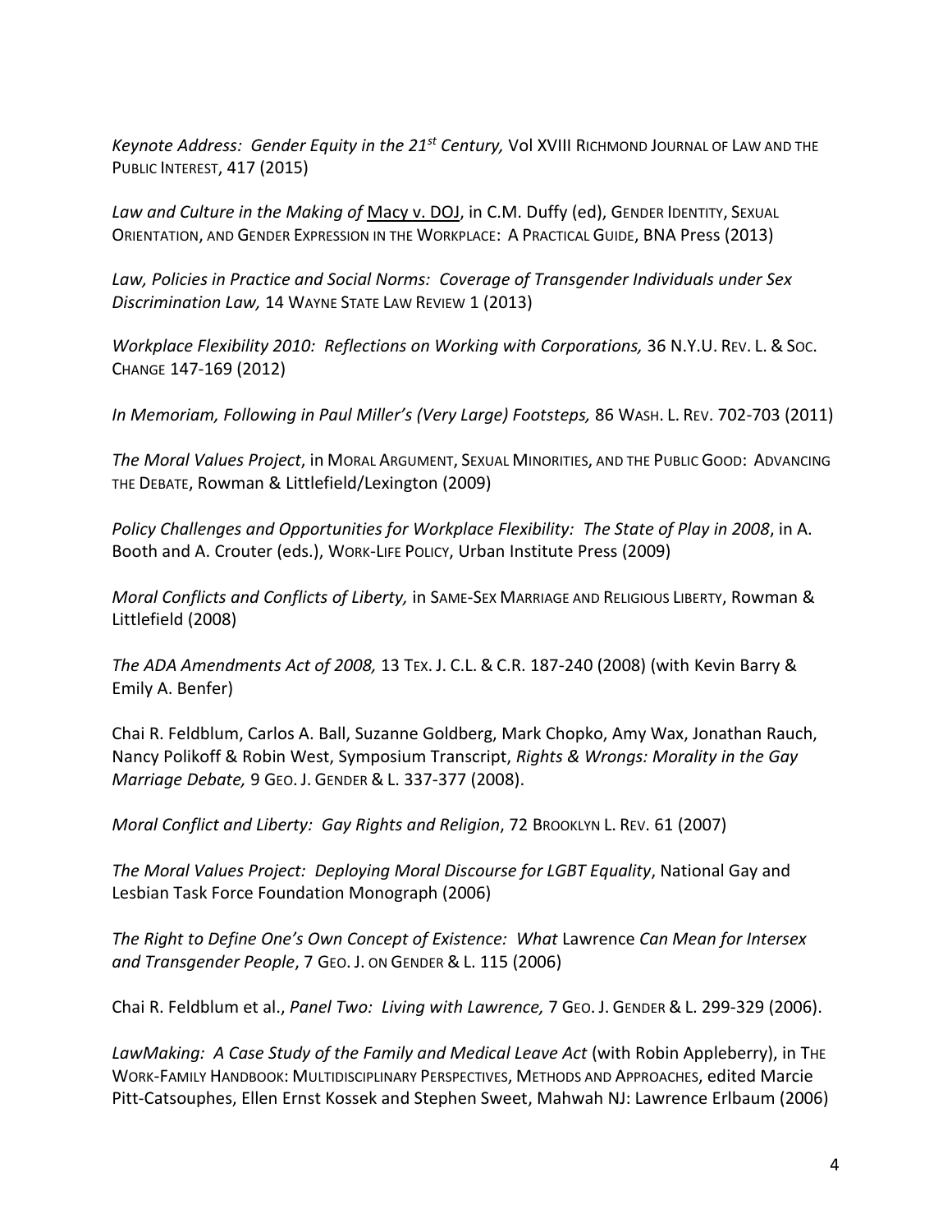*Keynote Address: Gender Equity in the 21st Century,* Vol XVIII RICHMOND JOURNAL OF LAW AND THE PUBLIC INTEREST, 417 (2015)

*Law and Culture in the Making of* Macy v. DOJ, in C.M. Duffy (ed), GENDER IDENTITY, SEXUAL ORIENTATION, AND GENDER EXPRESSION IN THE WORKPLACE: A PRACTICAL GUIDE, BNA Press (2013)

*Law, Policies in Practice and Social Norms: Coverage of Transgender Individuals under Sex Discrimination Law,* 14 WAYNE STATE LAW REVIEW 1 (2013)

*Workplace Flexibility 2010: Reflections on Working with Corporations,* 36 N.Y.U. REV. L. & SOC. CHANGE 147-169 (2012)

*In Memoriam, Following in Paul Miller's (Very Large) Footsteps,* 86 WASH. L. REV. 702-703 (2011)

*The Moral Values Project*, in MORAL ARGUMENT, SEXUAL MINORITIES, AND THE PUBLIC GOOD: ADVANCING THE DEBATE, Rowman & Littlefield/Lexington (2009)

*Policy Challenges and Opportunities for Workplace Flexibility: The State of Play in 2008*, in A. Booth and A. Crouter (eds.), WORK-LIFE POLICY, Urban Institute Press (2009)

*Moral Conflicts and Conflicts of Liberty,* in SAME-SEX MARRIAGE AND RELIGIOUS LIBERTY, Rowman & Littlefield (2008)

*The ADA Amendments Act of 2008,* 13 TEX. J. C.L. & C.R. 187-240 (2008) (with Kevin Barry & Emily A. Benfer)

Chai R. Feldblum, Carlos A. Ball, Suzanne Goldberg, Mark Chopko, Amy Wax, Jonathan Rauch, Nancy Polikoff & Robin West, Symposium Transcript, *Rights & Wrongs: Morality in the Gay Marriage Debate,* 9 GEO. J. GENDER & L. 337-377 (2008).

*Moral Conflict and Liberty: Gay Rights and Religion*, 72 BROOKLYN L. REV. 61 (2007)

*The Moral Values Project: Deploying Moral Discourse for LGBT Equality*, National Gay and Lesbian Task Force Foundation Monograph (2006)

*The Right to Define One's Own Concept of Existence: What* Lawrence *Can Mean for Intersex and Transgender People*, 7 GEO. J. ON GENDER & L. 115 (2006)

Chai R. Feldblum et al., *Panel Two: Living with Lawrence,* 7 GEO. J. GENDER & L. 299-329 (2006).

*LawMaking: A Case Study of the Family and Medical Leave Act* (with Robin Appleberry), in THE WORK-FAMILY HANDBOOK: MULTIDISCIPLINARY PERSPECTIVES, METHODS AND APPROACHES, edited Marcie Pitt-Catsouphes, Ellen Ernst Kossek and Stephen Sweet, Mahwah NJ: Lawrence Erlbaum (2006)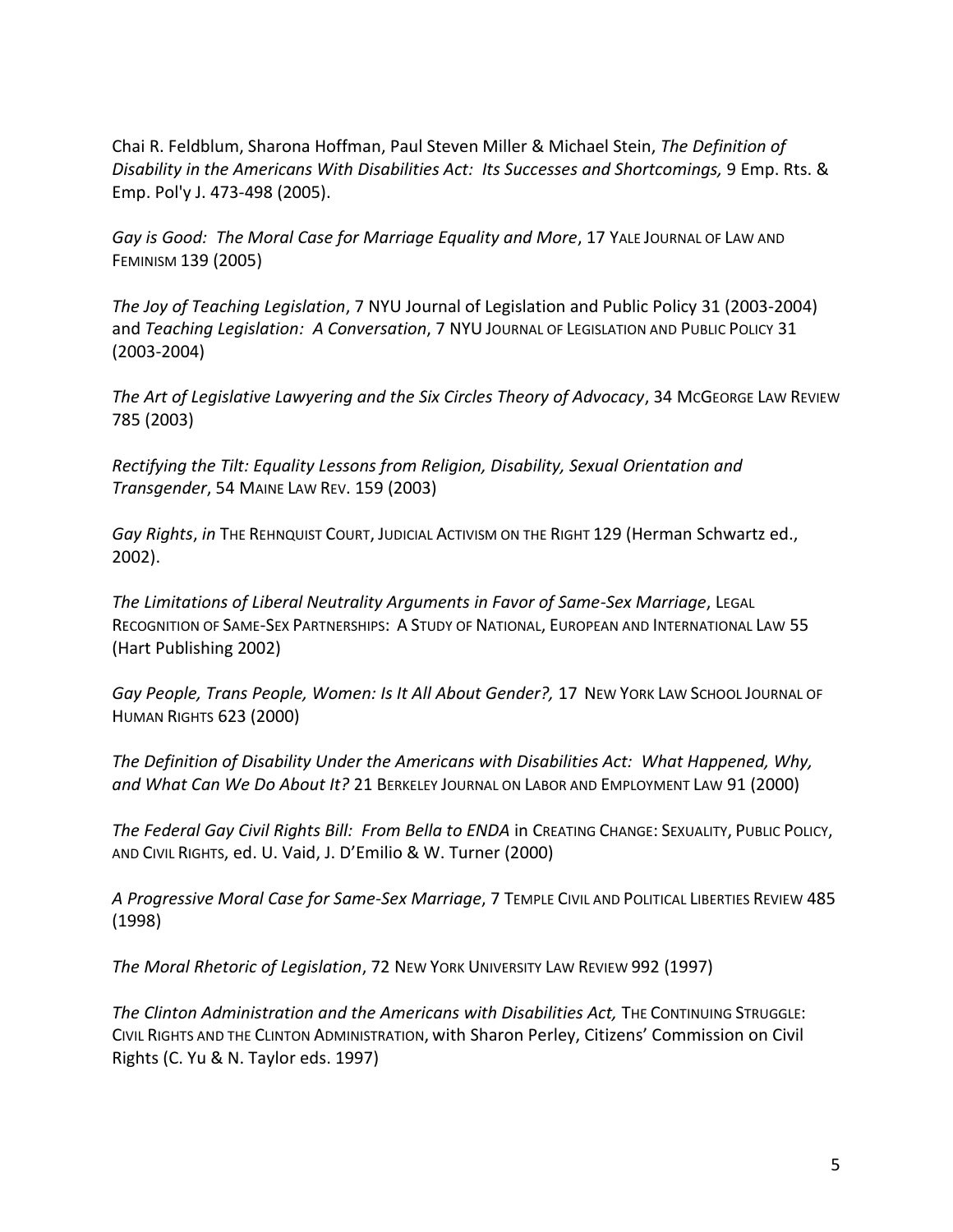Chai R. Feldblum, Sharona Hoffman, Paul Steven Miller & Michael Stein, *The Definition of Disability in the Americans With Disabilities Act: Its Successes and Shortcomings,* 9 Emp. Rts. & Emp. Pol'y J. 473-498 (2005).

*Gay is Good: The Moral Case for Marriage Equality and More*, 17 YALE JOURNAL OF LAW AND FEMINISM 139 (2005)

*The Joy of Teaching Legislation*, 7 NYU Journal of Legislation and Public Policy 31 (2003-2004) and *Teaching Legislation: A Conversation*, 7 NYU JOURNAL OF LEGISLATION AND PUBLIC POLICY 31 (2003-2004)

*The Art of Legislative Lawyering and the Six Circles Theory of Advocacy*, 34 MCGEORGE LAW REVIEW 785 (2003)

*Rectifying the Tilt: Equality Lessons from Religion, Disability, Sexual Orientation and Transgender*, 54 MAINE LAW REV. 159 (2003)

*Gay Rights*, *in* THE REHNQUIST COURT, JUDICIAL ACTIVISM ON THE RIGHT 129 (Herman Schwartz ed., 2002).

*The Limitations of Liberal Neutrality Arguments in Favor of Same-Sex Marriage*, LEGAL RECOGNITION OF SAME-SEX PARTNERSHIPS: A STUDY OF NATIONAL, EUROPEAN AND INTERNATIONAL LAW 55 (Hart Publishing 2002)

*Gay People, Trans People, Women: Is It All About Gender?,* 17 NEW YORK LAW SCHOOL JOURNAL OF HUMAN RIGHTS 623 (2000)

*The Definition of Disability Under the Americans with Disabilities Act: What Happened, Why, and What Can We Do About It?* 21 BERKELEY JOURNAL ON LABOR AND EMPLOYMENT LAW 91 (2000)

*The Federal Gay Civil Rights Bill: From Bella to ENDA* in CREATING CHANGE: SEXUALITY, PUBLIC POLICY, AND CIVIL RIGHTS, ed. U. Vaid, J. D'Emilio & W. Turner (2000)

*A Progressive Moral Case for Same-Sex Marriage*, 7 TEMPLE CIVIL AND POLITICAL LIBERTIES REVIEW 485 (1998)

*The Moral Rhetoric of Legislation*, 72 NEW YORK UNIVERSITY LAW REVIEW 992 (1997)

*The Clinton Administration and the Americans with Disabilities Act,* THE CONTINUING STRUGGLE: CIVIL RIGHTS AND THE CLINTON ADMINISTRATION, with Sharon Perley, Citizens' Commission on Civil Rights (C. Yu & N. Taylor eds. 1997)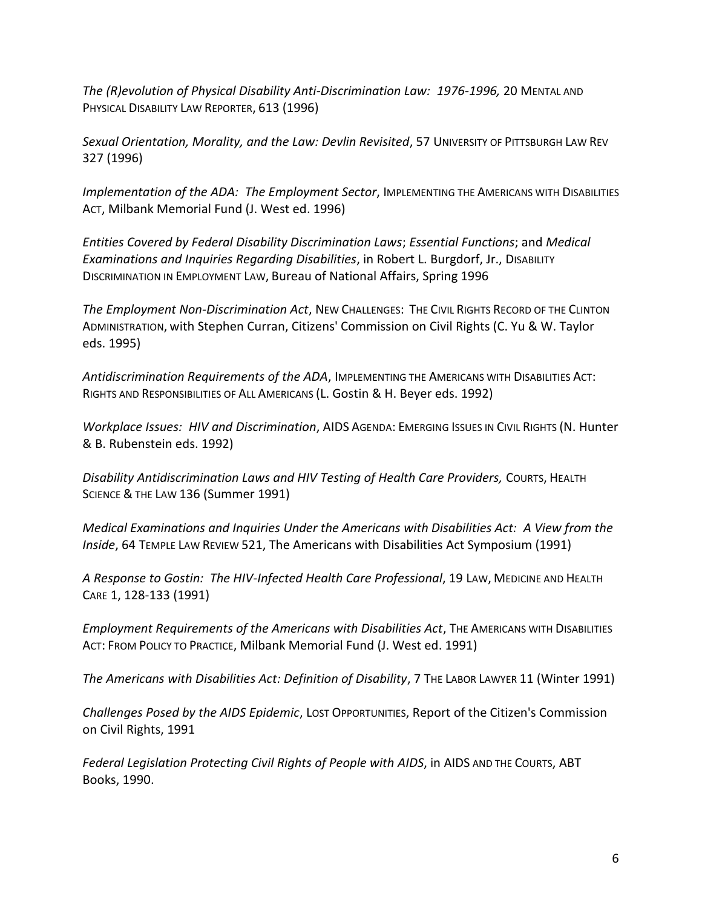*The (R)evolution of Physical Disability Anti-Discrimination Law: 1976-1996,* 20 MENTAL AND PHYSICAL DISABILITY LAW REPORTER, 613 (1996)

*Sexual Orientation, Morality, and the Law: Devlin Revisited*, 57 UNIVERSITY OF PITTSBURGH LAW REV 327 (1996)

*Implementation of the ADA: The Employment Sector*, IMPLEMENTING THE AMERICANS WITH DISABILITIES ACT, Milbank Memorial Fund (J. West ed. 1996)

*Entities Covered by Federal Disability Discrimination Laws*; *Essential Functions*; and *Medical Examinations and Inquiries Regarding Disabilities*, in Robert L. Burgdorf, Jr., DISABILITY DISCRIMINATION IN EMPLOYMENT LAW, Bureau of National Affairs, Spring 1996

*The Employment Non-Discrimination Act*, NEW CHALLENGES: THE CIVIL RIGHTS RECORD OF THE CLINTON ADMINISTRATION, with Stephen Curran, Citizens' Commission on Civil Rights (C. Yu & W. Taylor eds. 1995)

*Antidiscrimination Requirements of the ADA*, IMPLEMENTING THE AMERICANS WITH DISABILITIES ACT: RIGHTS AND RESPONSIBILITIES OF ALL AMERICANS (L. Gostin & H. Beyer eds. 1992)

*Workplace Issues: HIV and Discrimination*, AIDS AGENDA: EMERGING ISSUES IN CIVIL RIGHTS (N. Hunter & B. Rubenstein eds. 1992)

*Disability Antidiscrimination Laws and HIV Testing of Health Care Providers,* COURTS, HEALTH SCIENCE & THE LAW 136 (Summer 1991)

*Medical Examinations and Inquiries Under the Americans with Disabilities Act: A View from the Inside*, 64 TEMPLE LAW REVIEW 521, The Americans with Disabilities Act Symposium (1991)

*A Response to Gostin: The HIV-Infected Health Care Professional*, 19 LAW, MEDICINE AND HEALTH CARE 1, 128-133 (1991)

*Employment Requirements of the Americans with Disabilities Act*, THE AMERICANS WITH DISABILITIES ACT: FROM POLICY TO PRACTICE, Milbank Memorial Fund (J. West ed. 1991)

*The Americans with Disabilities Act: Definition of Disability*, 7 THE LABOR LAWYER 11 (Winter 1991)

*Challenges Posed by the AIDS Epidemic*, LOST OPPORTUNITIES, Report of the Citizen's Commission on Civil Rights, 1991

*Federal Legislation Protecting Civil Rights of People with AIDS*, in AIDS AND THE COURTS, ABT Books, 1990.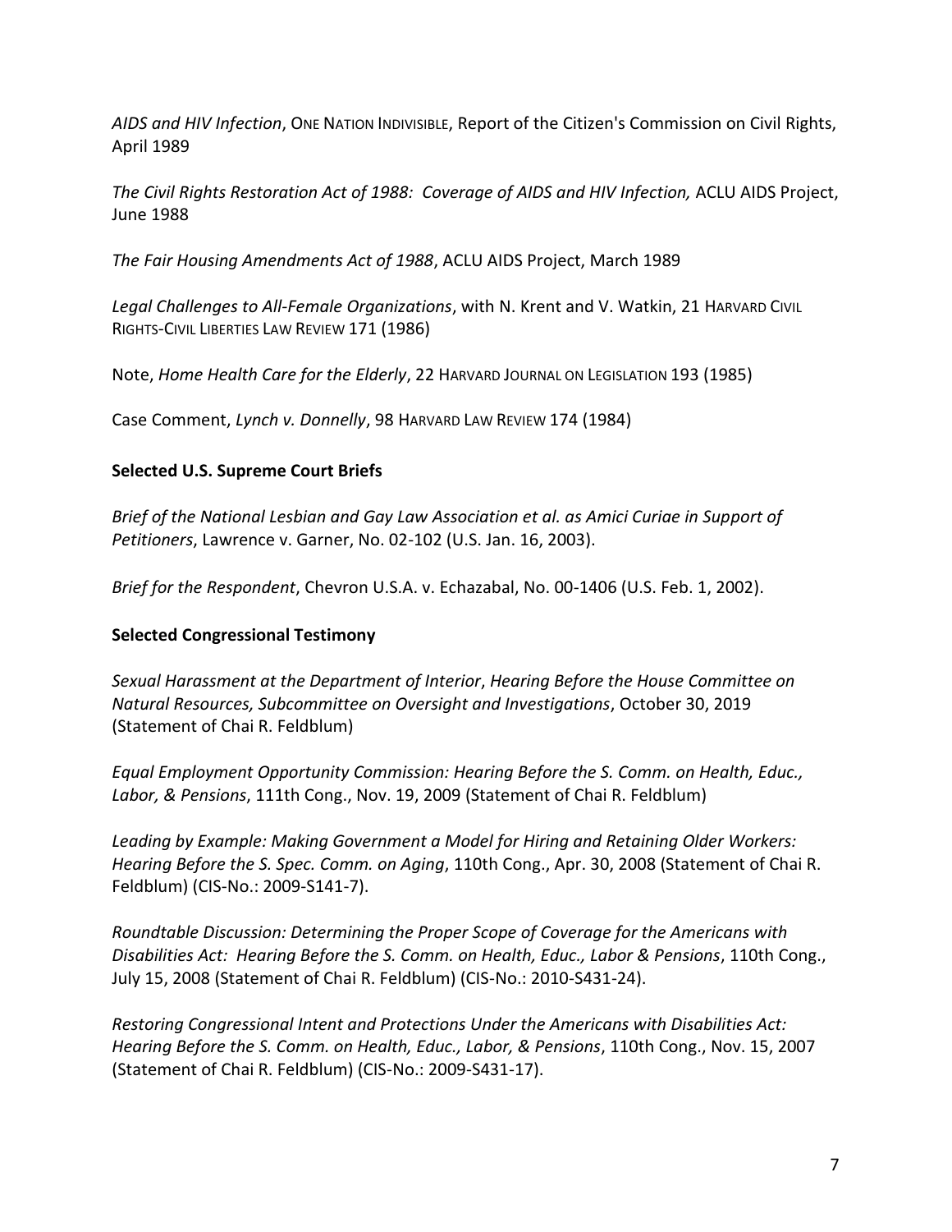*AIDS and HIV Infection*, ONE NATION INDIVISIBLE, Report of the Citizen's Commission on Civil Rights, April 1989

*The Civil Rights Restoration Act of 1988: Coverage of AIDS and HIV Infection,* ACLU AIDS Project, June 1988

*The Fair Housing Amendments Act of 1988*, ACLU AIDS Project, March 1989

*Legal Challenges to All-Female Organizations*, with N. Krent and V. Watkin, 21 HARVARD CIVIL RIGHTS-CIVIL LIBERTIES LAW REVIEW 171 (1986)

Note, *Home Health Care for the Elderly*, 22 HARVARD JOURNAL ON LEGISLATION 193 (1985)

Case Comment, *Lynch v. Donnelly*, 98 HARVARD LAW REVIEW 174 (1984)

**Selected U.S. Supreme Court Briefs**

*Brief of the National Lesbian and Gay Law Association et al. as Amici Curiae in Support of Petitioners*, Lawrence v. Garner, No. 02-102 (U.S. Jan. 16, 2003).

*Brief for the Respondent*, Chevron U.S.A. v. Echazabal, No. 00-1406 (U.S. Feb. 1, 2002).

**Selected Congressional Testimony**

*Sexual Harassment at the Department of Interior*, *Hearing Before the House Committee on Natural Resources, Subcommittee on Oversight and Investigations*, October 30, 2019 (Statement of Chai R. Feldblum)

*Equal Employment Opportunity Commission: Hearing Before the S. Comm. on Health, Educ., Labor, & Pensions*, 111th Cong., Nov. 19, 2009 (Statement of Chai R. Feldblum)

*Leading by Example: Making Government a Model for Hiring and Retaining Older Workers: Hearing Before the S. Spec. Comm. on Aging*, 110th Cong., Apr. 30, 2008 (Statement of Chai R. Feldblum) (CIS-No.: 2009-S141-7).

*Roundtable Discussion: Determining the Proper Scope of Coverage for the Americans with Disabilities Act: Hearing Before the S. Comm. on Health, Educ., Labor & Pensions*, 110th Cong., July 15, 2008 (Statement of Chai R. Feldblum) (CIS-No.: 2010-S431-24).

*Restoring Congressional Intent and Protections Under the Americans with Disabilities Act: Hearing Before the S. Comm. on Health, Educ., Labor, & Pensions*, 110th Cong., Nov. 15, 2007 (Statement of Chai R. Feldblum) (CIS-No.: 2009-S431-17).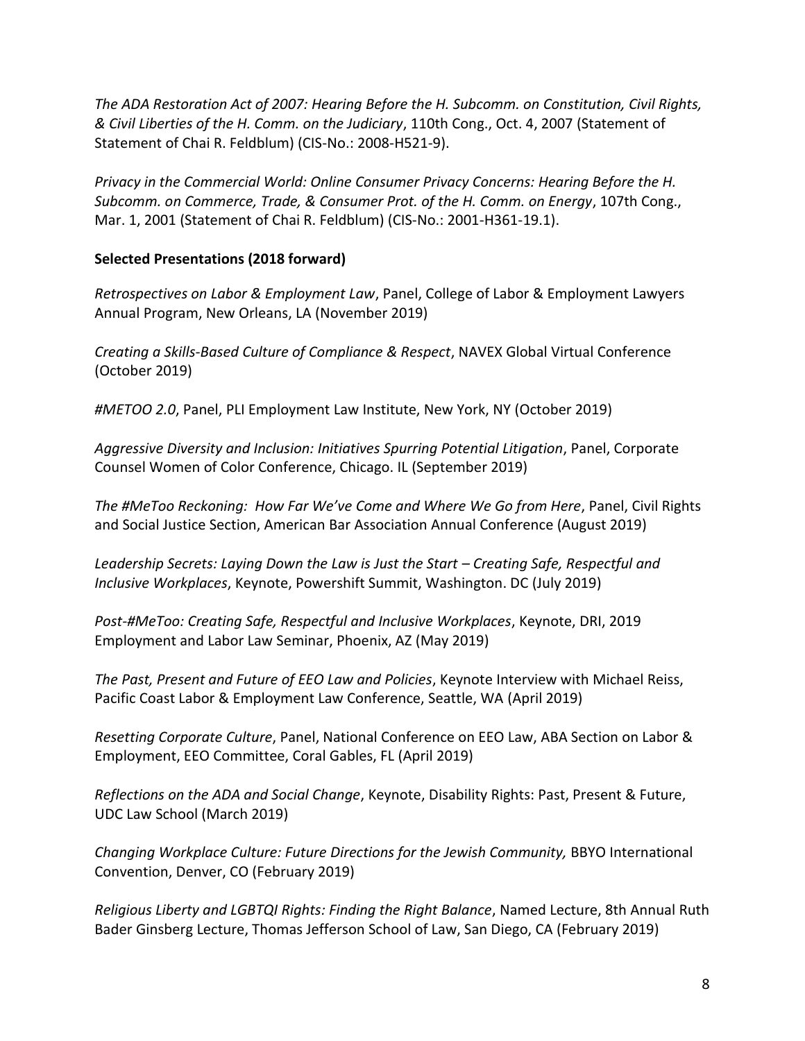*The ADA Restoration Act of 2007: Hearing Before the H. Subcomm. on Constitution, Civil Rights, & Civil Liberties of the H. Comm. on the Judiciary*, 110th Cong., Oct. 4, 2007 (Statement of Statement of Chai R. Feldblum) (CIS-No.: 2008-H521-9).

*Privacy in the Commercial World: Online Consumer Privacy Concerns: Hearing Before the H. Subcomm. on Commerce, Trade, & Consumer Prot. of the H. Comm. on Energy*, 107th Cong., Mar. 1, 2001 (Statement of Chai R. Feldblum) (CIS-No.: 2001-H361-19.1).

**Selected Presentations (2018 forward)**

*Retrospectives on Labor & Employment Law*, Panel, College of Labor & Employment Lawyers Annual Program, New Orleans, LA (November 2019)

*Creating a Skills-Based Culture of Compliance & Respect*, NAVEX Global Virtual Conference (October 2019)

*#METOO 2.0*, Panel, PLI Employment Law Institute, New York, NY (October 2019)

*Aggressive Diversity and Inclusion: Initiatives Spurring Potential Litigation*, Panel, Corporate Counsel Women of Color Conference, Chicago. IL (September 2019)

*The #MeToo Reckoning: How Far We've Come and Where We Go from Here*, Panel, Civil Rights and Social Justice Section, American Bar Association Annual Conference (August 2019)

*Leadership Secrets: Laying Down the Law is Just the Start – Creating Safe, Respectful and Inclusive Workplaces*, Keynote, Powershift Summit, Washington. DC (July 2019)

*Post-#MeToo: Creating Safe, Respectful and Inclusive Workplaces*, Keynote, DRI, 2019 Employment and Labor Law Seminar, Phoenix, AZ (May 2019)

*The Past, Present and Future of EEO Law and Policies*, Keynote Interview with Michael Reiss, Pacific Coast Labor & Employment Law Conference, Seattle, WA (April 2019)

*Resetting Corporate Culture*, Panel, National Conference on EEO Law, ABA Section on Labor & Employment, EEO Committee, Coral Gables, FL (April 2019)

*Reflections on the ADA and Social Change*, Keynote, Disability Rights: Past, Present & Future, UDC Law School (March 2019)

*Changing Workplace Culture: Future Directions for the Jewish Community,* BBYO International Convention, Denver, CO (February 2019)

*Religious Liberty and LGBTQI Rights: Finding the Right Balance*, Named Lecture, 8th Annual Ruth Bader Ginsberg Lecture, Thomas Jefferson School of Law, San Diego, CA (February 2019)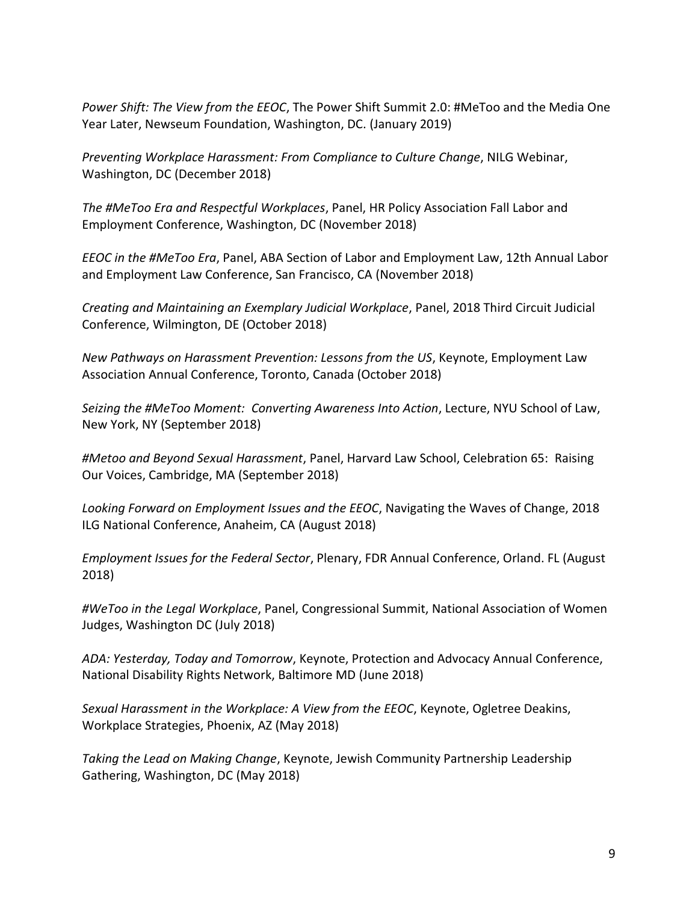*Power Shift: The View from the EEOC*, The Power Shift Summit 2.0: #MeToo and the Media One Year Later, Newseum Foundation, Washington, DC. (January 2019)

*Preventing Workplace Harassment: From Compliance to Culture Change*, NILG Webinar, Washington, DC (December 2018)

*The #MeToo Era and Respectful Workplaces*, Panel, HR Policy Association Fall Labor and Employment Conference, Washington, DC (November 2018)

*EEOC in the #MeToo Era*, Panel, ABA Section of Labor and Employment Law, 12th Annual Labor and Employment Law Conference, San Francisco, CA (November 2018)

*Creating and Maintaining an Exemplary Judicial Workplace*, Panel, 2018 Third Circuit Judicial Conference, Wilmington, DE (October 2018)

*New Pathways on Harassment Prevention: Lessons from the US*, Keynote, Employment Law Association Annual Conference, Toronto, Canada (October 2018)

*Seizing the #MeToo Moment: Converting Awareness Into Action*, Lecture, NYU School of Law, New York, NY (September 2018)

*#Metoo and Beyond Sexual Harassment*, Panel, Harvard Law School, Celebration 65: Raising Our Voices, Cambridge, MA (September 2018)

*Looking Forward on Employment Issues and the EEOC*, Navigating the Waves of Change, 2018 ILG National Conference, Anaheim, CA (August 2018)

*Employment Issues for the Federal Sector*, Plenary, FDR Annual Conference, Orland. FL (August 2018)

*#WeToo in the Legal Workplace*, Panel, Congressional Summit, National Association of Women Judges, Washington DC (July 2018)

*ADA: Yesterday, Today and Tomorrow*, Keynote, Protection and Advocacy Annual Conference, National Disability Rights Network, Baltimore MD (June 2018)

*Sexual Harassment in the Workplace: A View from the EEOC*, Keynote, Ogletree Deakins, Workplace Strategies, Phoenix, AZ (May 2018)

*Taking the Lead on Making Change*, Keynote, Jewish Community Partnership Leadership Gathering, Washington, DC (May 2018)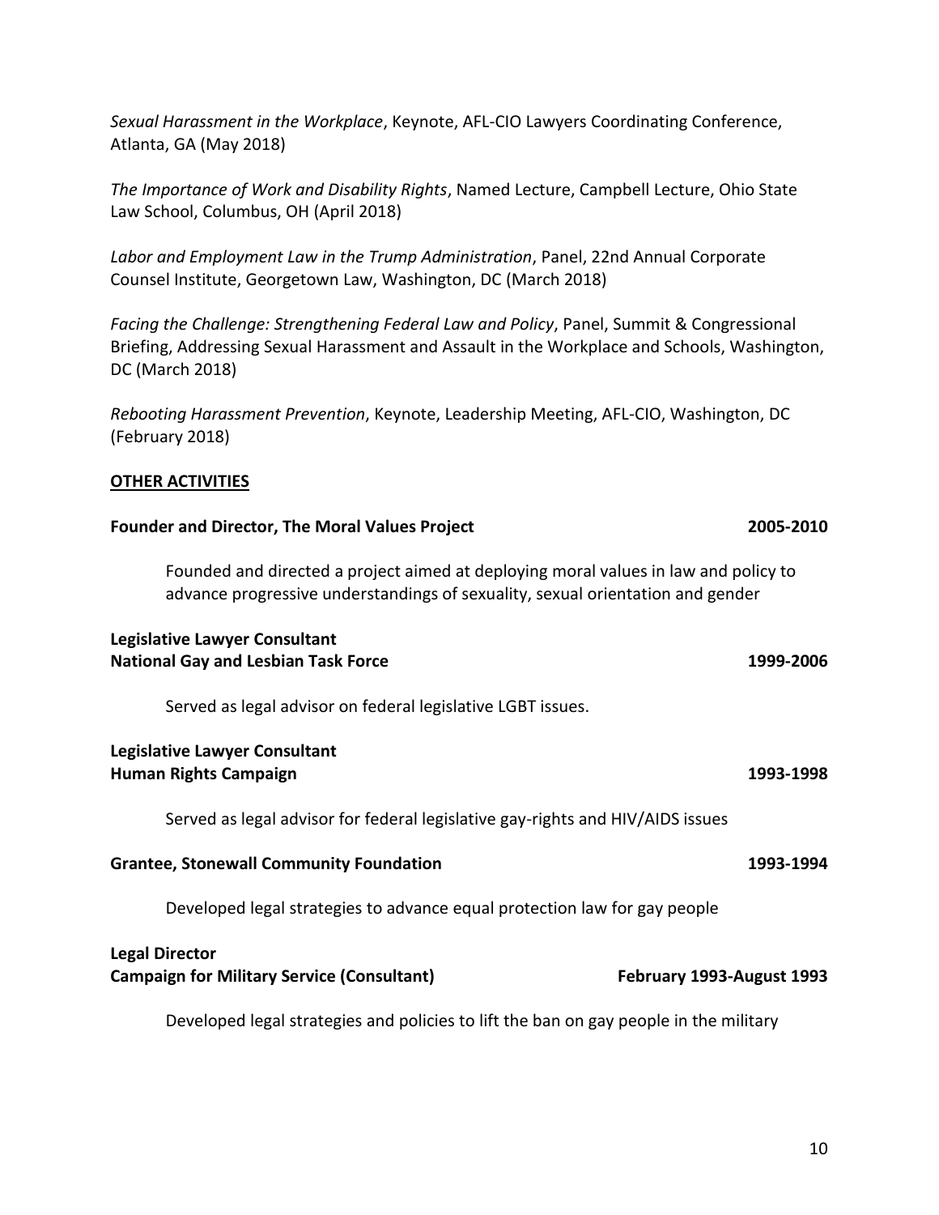*Sexual Harassment in the Workplace*, Keynote, AFL-CIO Lawyers Coordinating Conference, Atlanta, GA (May 2018)

*The Importance of Work and Disability Rights*, Named Lecture, Campbell Lecture, Ohio State Law School, Columbus, OH (April 2018)

*Labor and Employment Law in the Trump Administration*, Panel, 22nd Annual Corporate Counsel Institute, Georgetown Law, Washington, DC (March 2018)

*Facing the Challenge: Strengthening Federal Law and Policy*, Panel, Summit & Congressional Briefing, Addressing Sexual Harassment and Assault in the Workplace and Schools, Washington, DC (March 2018)

*Rebooting Harassment Prevention*, Keynote, Leadership Meeting, AFL-CIO, Washington, DC (February 2018)

## OTHER ACTIVITIES

**Founder and Director, The Moral Values Project** **2005-2010**

Founded and directed a project aimed at deploying moral values in law and policy to advance progressive understandings of sexuality, sexual orientation and gender

**Legislative Lawyer Consultant**
**National Gay and Lesbian Task Force** **1999-2006**

Served as legal advisor on federal legislative LGBT issues.

**Legislative Lawyer Consultant**
**Human Rights Campaign** **1993-1998**

Served as legal advisor for federal legislative gay-rights and HIV/AIDS issues

**Grantee, Stonewall Community Foundation** **1993-1994**

Developed legal strategies to advance equal protection law for gay people

**Legal Director**
**Campaign for Military Service (Consultant)** **February 1993-August 1993**

Developed legal strategies and policies to lift the ban on gay people in the military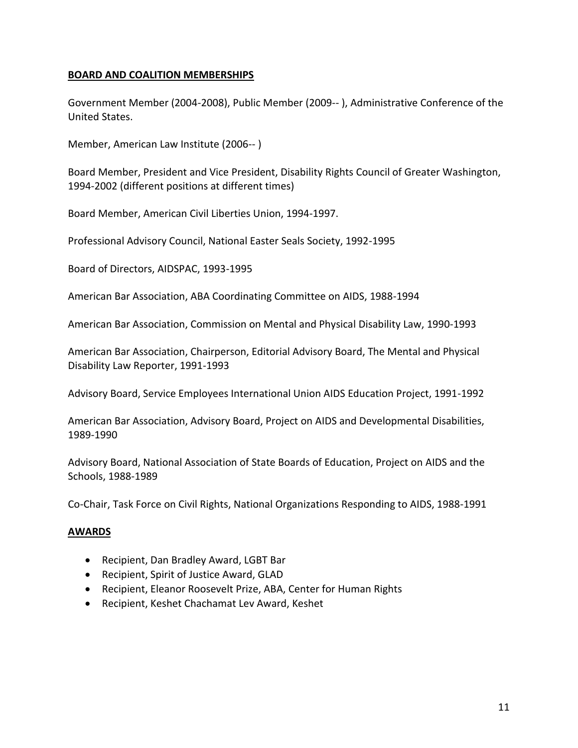## BOARD AND COALITION MEMBERSHIPS

Government Member (2004-2008), Public Member (2009-- ), Administrative Conference of the United States.

Member, American Law Institute (2006-- )

Board Member, President and Vice President, Disability Rights Council of Greater Washington, 1994-2002 (different positions at different times)

Board Member, American Civil Liberties Union, 1994-1997.

Professional Advisory Council, National Easter Seals Society, 1992-1995

Board of Directors, AIDSPAC, 1993-1995

American Bar Association, ABA Coordinating Committee on AIDS, 1988-1994

American Bar Association, Commission on Mental and Physical Disability Law, 1990-1993

American Bar Association, Chairperson, Editorial Advisory Board, The Mental and Physical Disability Law Reporter, 1991-1993

Advisory Board, Service Employees International Union AIDS Education Project, 1991-1992

American Bar Association, Advisory Board, Project on AIDS and Developmental Disabilities, 1989-1990

Advisory Board, National Association of State Boards of Education, Project on AIDS and the Schools, 1988-1989

Co-Chair, Task Force on Civil Rights, National Organizations Responding to AIDS, 1988-1991

## AWARDS

- Recipient, Dan Bradley Award, LGBT Bar
- Recipient, Spirit of Justice Award, GLAD
- Recipient, Eleanor Roosevelt Prize, ABA, Center for Human Rights
- Recipient, Keshet Chachamat Lev Award, Keshet